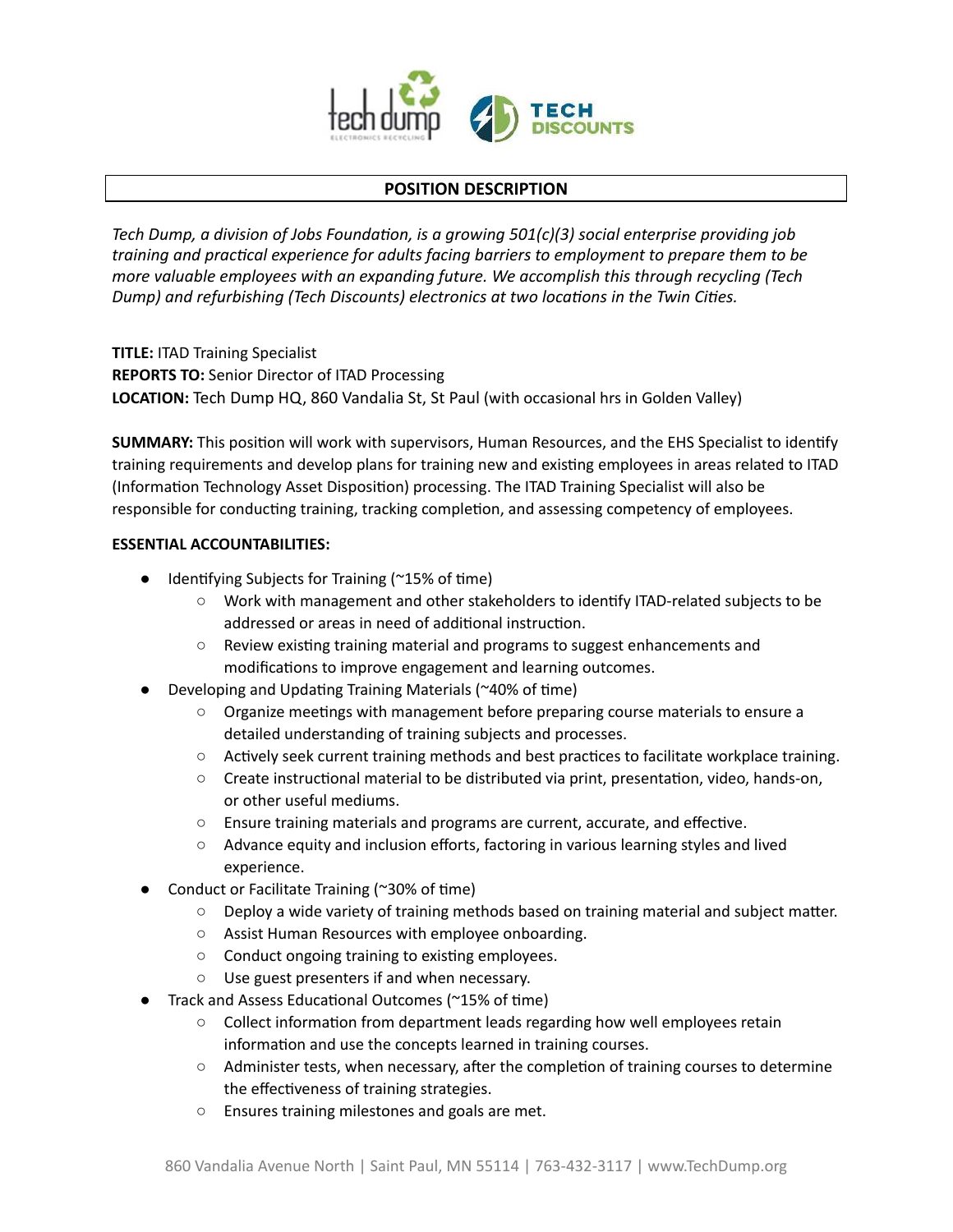## POSITION DESCRIPTION

*Tech Dump, a division of Jobs Foundation, is a growing 501(c)(3) social enterprise providing job training and practical experience for adults facing barriers to employment to prepare them to be more valuable employees with an expanding future. We accomplish this through recycling (Tech Dump) and refurbishing (Tech Discounts) electronics at two locations in the Twin Cities.*

**TITLE:** ITAD Training Specialist
**REPORTS TO:** Senior Director of ITAD Processing
**LOCATION:** Tech Dump HQ, 860 Vandalia St, St Paul (with occasional hrs in Golden Valley)

**SUMMARY:** This position will work with supervisors, Human Resources, and the EHS Specialist to identify training requirements and develop plans for training new and existing employees in areas related to ITAD (Information Technology Asset Disposition) processing. The ITAD Training Specialist will also be responsible for conducting training, tracking completion, and assessing competency of employees.

**ESSENTIAL ACCOUNTABILITIES:**

- Identifying Subjects for Training (~15% of time)
  - Work with management and other stakeholders to identify ITAD-related subjects to be addressed or areas in need of additional instruction.
  - Review existing training material and programs to suggest enhancements and modifications to improve engagement and learning outcomes.
- Developing and Updating Training Materials (~40% of time)
  - Organize meetings with management before preparing course materials to ensure a detailed understanding of training subjects and processes.
  - Actively seek current training methods and best practices to facilitate workplace training.
  - Create instructional material to be distributed via print, presentation, video, hands-on, or other useful mediums.
  - Ensure training materials and programs are current, accurate, and effective.
  - Advance equity and inclusion efforts, factoring in various learning styles and lived experience.
- Conduct or Facilitate Training (~30% of time)
  - Deploy a wide variety of training methods based on training material and subject matter.
  - Assist Human Resources with employee onboarding.
  - Conduct ongoing training to existing employees.
  - Use guest presenters if and when necessary.
- Track and Assess Educational Outcomes (~15% of time)
  - Collect information from department leads regarding how well employees retain information and use the concepts learned in training courses.
  - Administer tests, when necessary, after the completion of training courses to determine the effectiveness of training strategies.
  - Ensures training milestones and goals are met.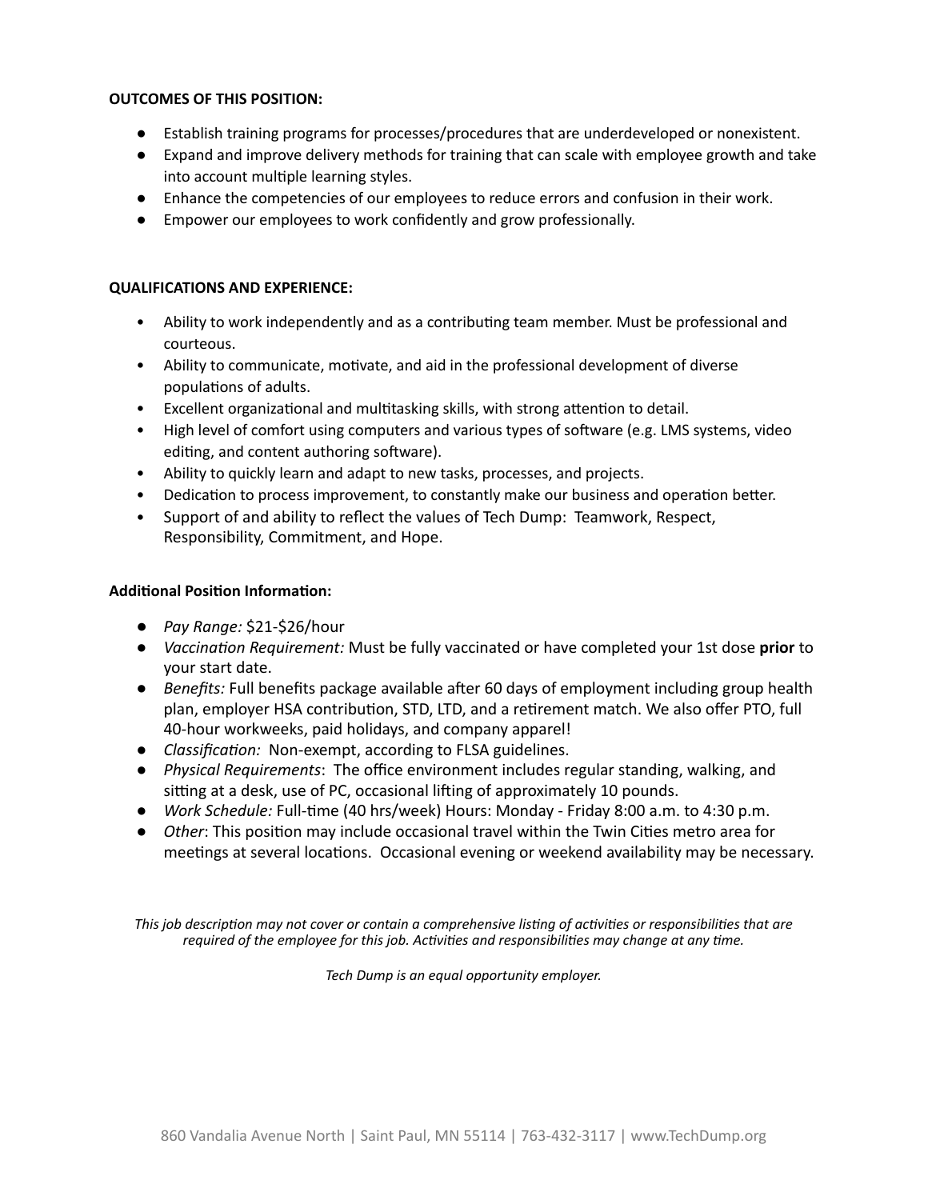**OUTCOMES OF THIS POSITION:**

- Establish training programs for processes/procedures that are underdeveloped or nonexistent.
- Expand and improve delivery methods for training that can scale with employee growth and take into account multiple learning styles.
- Enhance the competencies of our employees to reduce errors and confusion in their work.
- Empower our employees to work confidently and grow professionally.

**QUALIFICATIONS AND EXPERIENCE:**

- Ability to work independently and as a contributing team member. Must be professional and courteous.
- Ability to communicate, motivate, and aid in the professional development of diverse populations of adults.
- Excellent organizational and multitasking skills, with strong attention to detail.
- High level of comfort using computers and various types of software (e.g. LMS systems, video editing, and content authoring software).
- Ability to quickly learn and adapt to new tasks, processes, and projects.
- Dedication to process improvement, to constantly make our business and operation better.
- Support of and ability to reflect the values of Tech Dump: Teamwork, Respect, Responsibility, Commitment, and Hope.

**Additional Position Information:**

- *Pay Range:* $21-$26/hour
- *Vaccination Requirement:* Must be fully vaccinated or have completed your 1st dose **prior** to your start date.
- *Benefits:* Full benefits package available after 60 days of employment including group health plan, employer HSA contribution, STD, LTD, and a retirement match. We also offer PTO, full 40-hour workweeks, paid holidays, and company apparel!
- *Classification:* Non-exempt, according to FLSA guidelines.
- *Physical Requirements*: The office environment includes regular standing, walking, and sitting at a desk, use of PC, occasional lifting of approximately 10 pounds.
- *Work Schedule:* Full-time (40 hrs/week) Hours: Monday - Friday 8:00 a.m. to 4:30 p.m.
- *Other*: This position may include occasional travel within the Twin Cities metro area for meetings at several locations. Occasional evening or weekend availability may be necessary.

*This job description may not cover or contain a comprehensive listing of activities or responsibilities that are required of the employee for this job. Activities and responsibilities may change at any time.*

*Tech Dump is an equal opportunity employer.*

860 Vandalia Avenue North | Saint Paul, MN 55114 | 763-432-3117 | www.TechDump.org